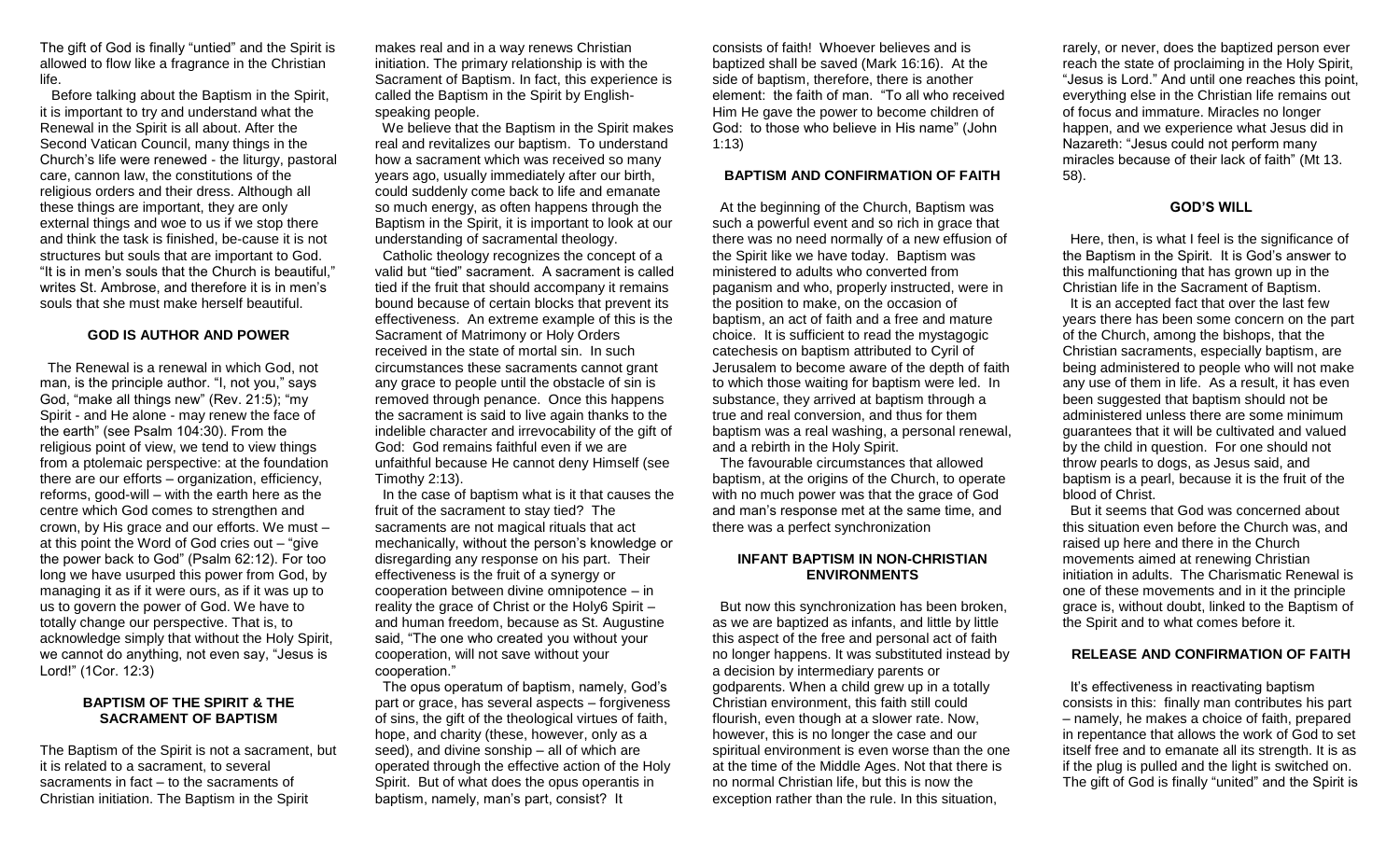The gift of God is finally "untied" and the Spirit is allowed to flow like a fragrance in the Christian life.

Before talking about the Baptism in the Spirit, it is important to try and understand what the Renewal in the Spirit is all about. After the Second Vatican Council, many things in the Church's life were renewed - the liturgy, pastoral care, cannon law, the constitutions of the religious orders and their dress. Although all these things are important, they are only external things and woe to us if we stop there and think the task is finished, be-cause it is not structures but souls that are important to God. "It is in men's souls that the Church is beautiful," writes St. Ambrose, and therefore it is in men's souls that she must make herself beautiful.

**GOD IS AUTHOR AND POWER**

The Renewal is a renewal in which God, not man, is the principle author. "I, not you," says God, "make all things new" (Rev. 21:5); "my Spirit - and He alone - may renew the face of the earth" (see Psalm 104:30). From the religious point of view, we tend to view things from a ptolemaic perspective: at the foundation there are our efforts – organization, efficiency, reforms, good-will – with the earth here as the centre which God comes to strengthen and crown, by His grace and our efforts. We must – at this point the Word of God cries out – "give the power back to God" (Psalm 62:12). For too long we have usurped this power from God, by managing it as if it were ours, as if it was up to us to govern the power of God. We have to totally change our perspective. That is, to acknowledge simply that without the Holy Spirit, we cannot do anything, not even say, "Jesus is Lord!" (1Cor. 12:3)

**BAPTISM OF THE SPIRIT & THE SACRAMENT OF BAPTISM**

The Baptism of the Spirit is not a sacrament, but it is related to a sacrament, to several sacraments in fact – to the sacraments of Christian initiation. The Baptism in the Spirit makes real and in a way renews Christian initiation. The primary relationship is with the Sacrament of Baptism. In fact, this experience is called the Baptism in the Spirit by English-speaking people.

We believe that the Baptism in the Spirit makes real and revitalizes our baptism. To understand how a sacrament which was received so many years ago, usually immediately after our birth, could suddenly come back to life and emanate so much energy, as often happens through the Baptism in the Spirit, it is important to look at our understanding of sacramental theology.

Catholic theology recognizes the concept of a valid but "tied" sacrament. A sacrament is called tied if the fruit that should accompany it remains bound because of certain blocks that prevent its effectiveness. An extreme example of this is the Sacrament of Matrimony or Holy Orders received in the state of mortal sin. In such circumstances these sacraments cannot grant any grace to people until the obstacle of sin is removed through penance. Once this happens the sacrament is said to live again thanks to the indelible character and irrevocability of the gift of God: God remains faithful even if we are unfaithful because He cannot deny Himself (see Timothy 2:13).

In the case of baptism what is it that causes the fruit of the sacrament to stay tied? The sacraments are not magical rituals that act mechanically, without the person's knowledge or disregarding any response on his part. Their effectiveness is the fruit of a synergy or cooperation between divine omnipotence – in reality the grace of Christ or the Holy6 Spirit – and human freedom, because as St. Augustine said, "The one who created you without your cooperation, will not save without your cooperation."

The opus operatum of baptism, namely, God's part or grace, has several aspects – forgiveness of sins, the gift of the theological virtues of faith, hope, and charity (these, however, only as a seed), and divine sonship – all of which are operated through the effective action of the Holy Spirit. But of what does the opus operantis in baptism, namely, man's part, consist? It consists of faith! Whoever believes and is baptized shall be saved (Mark 16:16). At the side of baptism, therefore, there is another element: the faith of man. "To all who received Him He gave the power to become children of God: to those who believe in His name" (John 1:13)

**BAPTISM AND CONFIRMATION OF FAITH**

At the beginning of the Church, Baptism was such a powerful event and so rich in grace that there was no need normally of a new effusion of the Spirit like we have today. Baptism was ministered to adults who converted from paganism and who, properly instructed, were in the position to make, on the occasion of baptism, an act of faith and a free and mature choice. It is sufficient to read the mystagogic catechesis on baptism attributed to Cyril of Jerusalem to become aware of the depth of faith to which those waiting for baptism were led. In substance, they arrived at baptism through a true and real conversion, and thus for them baptism was a real washing, a personal renewal, and a rebirth in the Holy Spirit.

The favourable circumstances that allowed baptism, at the origins of the Church, to operate with no much power was that the grace of God and man's response met at the same time, and there was a perfect synchronization

**INFANT BAPTISM IN NON-CHRISTIAN ENVIRONMENTS**

But now this synchronization has been broken, as we are baptized as infants, and little by little this aspect of the free and personal act of faith no longer happens. It was substituted instead by a decision by intermediary parents or godparents. When a child grew up in a totally Christian environment, this faith still could flourish, even though at a slower rate. Now, however, this is no longer the case and our spiritual environment is even worse than the one at the time of the Middle Ages. Not that there is no normal Christian life, but this is now the exception rather than the rule. In this situation, rarely, or never, does the baptized person ever reach the state of proclaiming in the Holy Spirit, "Jesus is Lord." And until one reaches this point, everything else in the Christian life remains out of focus and immature. Miracles no longer happen, and we experience what Jesus did in Nazareth: "Jesus could not perform many miracles because of their lack of faith" (Mt 13. 58).

**GOD'S WILL**

Here, then, is what I feel is the significance of the Baptism in the Spirit. It is God's answer to this malfunctioning that has grown up in the Christian life in the Sacrament of Baptism.

It is an accepted fact that over the last few years there has been some concern on the part of the Church, among the bishops, that the Christian sacraments, especially baptism, are being administered to people who will not make any use of them in life. As a result, it has even been suggested that baptism should not be administered unless there are some minimum guarantees that it will be cultivated and valued by the child in question. For one should not throw pearls to dogs, as Jesus said, and baptism is a pearl, because it is the fruit of the blood of Christ.

But it seems that God was concerned about this situation even before the Church was, and raised up here and there in the Church movements aimed at renewing Christian initiation in adults. The Charismatic Renewal is one of these movements and in it the principle grace is, without doubt, linked to the Baptism of the Spirit and to what comes before it.

**RELEASE AND CONFIRMATION OF FAITH**

It's effectiveness in reactivating baptism consists in this: finally man contributes his part – namely, he makes a choice of faith, prepared in repentance that allows the work of God to set itself free and to emanate all its strength. It is as if the plug is pulled and the light is switched on. The gift of God is finally "united" and the Spirit is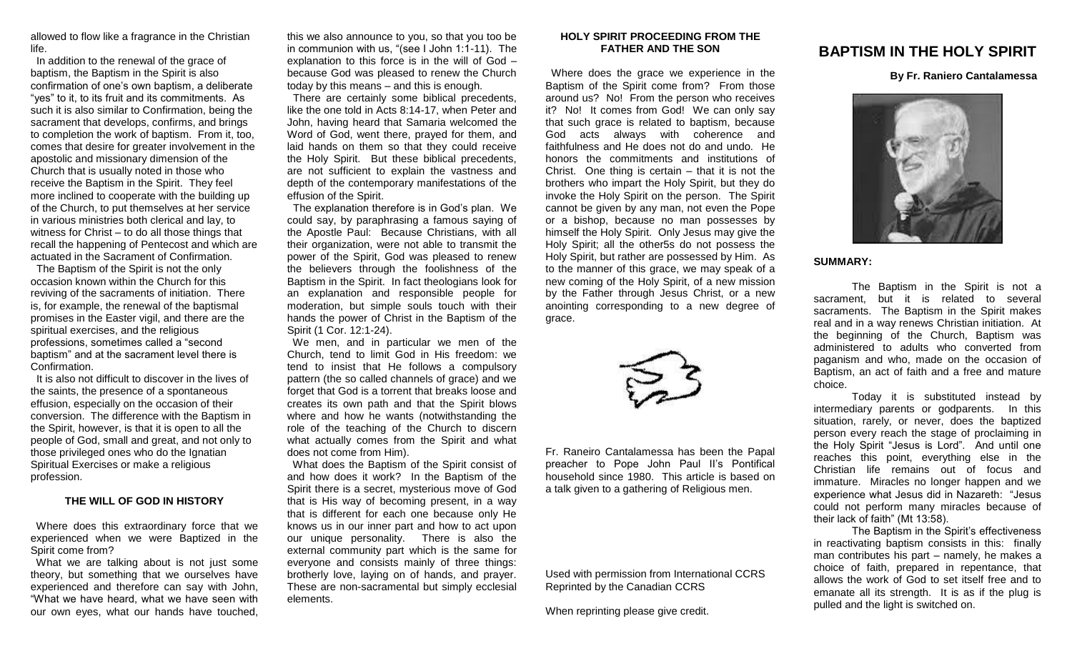allowed to flow like a fragrance in the Christian life.

In addition to the renewal of the grace of baptism, the Baptism in the Spirit is also confirmation of one's own baptism, a deliberate "yes" to it, to its fruit and its commitments. As such it is also similar to Confirmation, being the sacrament that develops, confirms, and brings to completion the work of baptism. From it, too, comes that desire for greater involvement in the apostolic and missionary dimension of the Church that is usually noted in those who receive the Baptism in the Spirit. They feel more inclined to cooperate with the building up of the Church, to put themselves at her service in various ministries both clerical and lay, to witness for Christ – to do all those things that recall the happening of Pentecost and which are actuated in the Sacrament of Confirmation.

The Baptism of the Spirit is not the only occasion known within the Church for this reviving of the sacraments of initiation. There is, for example, the renewal of the baptismal promises in the Easter vigil, and there are the spiritual exercises, and the religious professions, sometimes called a "second baptism" and at the sacrament level there is Confirmation.

It is also not difficult to discover in the lives of the saints, the presence of a spontaneous effusion, especially on the occasion of their conversion. The difference with the Baptism in the Spirit, however, is that it is open to all the people of God, small and great, and not only to those privileged ones who do the Ignatian Spiritual Exercises or make a religious profession.

## THE WILL OF GOD IN HISTORY

Where does this extraordinary force that we experienced when we were Baptized in the Spirit come from?

What we are talking about is not just some theory, but something that we ourselves have experienced and therefore can say with John, "What we have heard, what we have seen with our own eyes, what our hands have touched, this we also announce to you, so that you too be in communion with us, "(see I John 1:1-11). The explanation to this force is in the will of God – because God was pleased to renew the Church today by this means – and this is enough.

There are certainly some biblical precedents, like the one told in Acts 8:14-17, when Peter and John, having heard that Samaria welcomed the Word of God, went there, prayed for them, and laid hands on them so that they could receive the Holy Spirit. But these biblical precedents, are not sufficient to explain the vastness and depth of the contemporary manifestations of the effusion of the Spirit.

The explanation therefore is in God's plan. We could say, by paraphrasing a famous saying of the Apostle Paul: Because Christians, with all their organization, were not able to transmit the power of the Spirit, God was pleased to renew the believers through the foolishness of the Baptism in the Spirit. In fact theologians look for an explanation and responsible people for moderation, but simple souls touch with their hands the power of Christ in the Baptism of the Spirit (1 Cor. 12:1-24).

We men, and in particular we men of the Church, tend to limit God in His freedom: we tend to insist that He follows a compulsory pattern (the so called channels of grace) and we forget that God is a torrent that breaks loose and creates its own path and that the Spirit blows where and how he wants (notwithstanding the role of the teaching of the Church to discern what actually comes from the Spirit and what does not come from Him).

What does the Baptism of the Spirit consist of and how does it work? In the Baptism of the Spirit there is a secret, mysterious move of God that is His way of becoming present, in a way that is different for each one because only He knows us in our inner part and how to act upon our unique personality. There is also the external community part which is the same for everyone and consists mainly of three things: brotherly love, laying on of hands, and prayer. These are non-sacramental but simply ecclesial elements.

## HOLY SPIRIT PROCEEDING FROM THE FATHER AND THE SON

Where does the grace we experience in the Baptism of the Spirit come from? From those around us? No! From the person who receives it? No! It comes from God! We can only say that such grace is related to baptism, because God acts always with coherence and faithfulness and He does not do and undo. He honors the commitments and institutions of Christ. One thing is certain – that it is not the brothers who impart the Holy Spirit, but they do invoke the Holy Spirit on the person. The Spirit cannot be given by any man, not even the Pope or a bishop, because no man possesses by himself the Holy Spirit. Only Jesus may give the Holy Spirit; all the other5s do not possess the Holy Spirit, but rather are possessed by Him. As to the manner of this grace, we may speak of a new coming of the Holy Spirit, of a new mission by the Father through Jesus Christ, or a new anointing corresponding to a new degree of grace.

Fr. Raneiro Cantalamessa has been the Papal preacher to Pope John Paul II's Pontifical household since 1980. This article is based on a talk given to a gathering of Religious men.

Used with permission from International CCRS
Reprinted by the Canadian CCRS

When reprinting please give credit.

# BAPTISM IN THE HOLY SPIRIT

**By Fr. Raniero Cantalamessa**

**SUMMARY:**

The Baptism in the Spirit is not a sacrament, but it is related to several sacraments. The Baptism in the Spirit makes real and in a way renews Christian initiation. At the beginning of the Church, Baptism was administered to adults who converted from paganism and who, made on the occasion of Baptism, an act of faith and a free and mature choice.

Today it is substituted instead by intermediary parents or godparents. In this situation, rarely, or never, does the baptized person every reach the stage of proclaiming in the Holy Spirit "Jesus is Lord". And until one reaches this point, everything else in the Christian life remains out of focus and immature. Miracles no longer happen and we experience what Jesus did in Nazareth: "Jesus could not perform many miracles because of their lack of faith" (Mt 13:58).

The Baptism in the Spirit's effectiveness in reactivating baptism consists in this: finally man contributes his part – namely, he makes a choice of faith, prepared in repentance, that allows the work of God to set itself free and to emanate all its strength. It is as if the plug is pulled and the light is switched on.